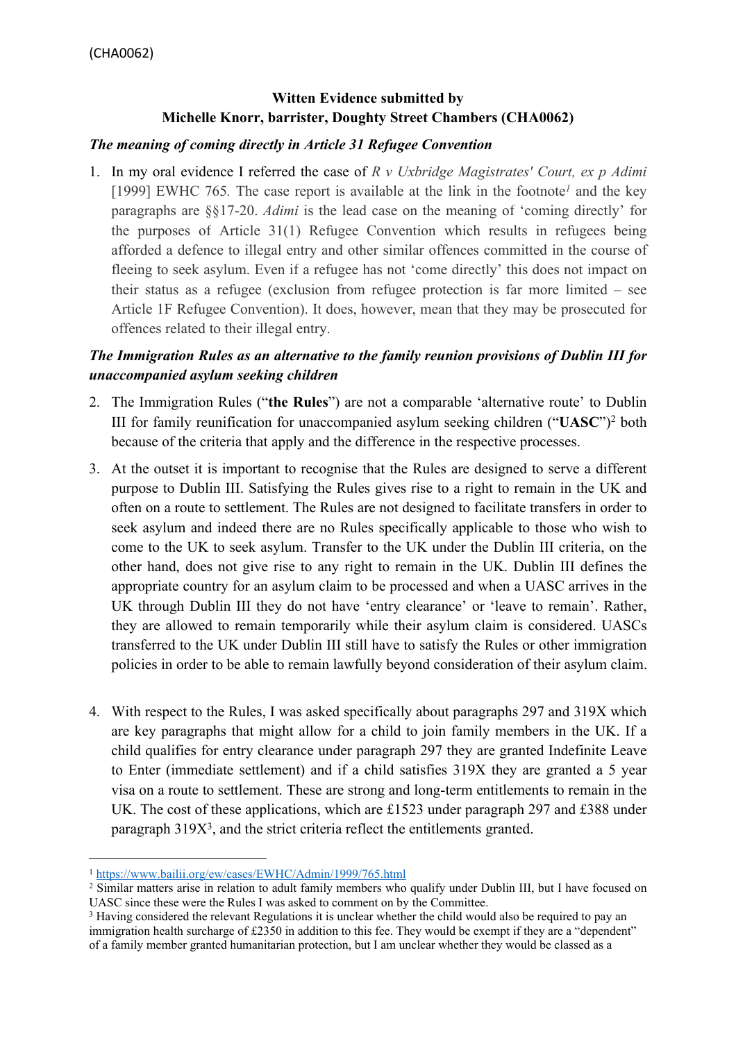(CHA0062)

**Witten Evidence submitted by**
**Michelle Knorr, barrister, Doughty Street Chambers (CHA0062)**

***The meaning of coming directly in Article 31 Refugee Convention***

1. In my oral evidence I referred the case of *R v Uxbridge Magistrates' Court, ex p Adimi* [1999] EWHC 765. The case report is available at the link in the footnote[1] and the key paragraphs are §§17-20. *Adimi* is the lead case on the meaning of 'coming directly' for the purposes of Article 31(1) Refugee Convention which results in refugees being afforded a defence to illegal entry and other similar offences committed in the course of fleeing to seek asylum. Even if a refugee has not 'come directly' this does not impact on their status as a refugee (exclusion from refugee protection is far more limited – see Article 1F Refugee Convention). It does, however, mean that they may be prosecuted for offences related to their illegal entry.

***The Immigration Rules as an alternative to the family reunion provisions of Dublin III for unaccompanied asylum seeking children***

2. The Immigration Rules ("**the Rules**") are not a comparable 'alternative route' to Dublin III for family reunification for unaccompanied asylum seeking children ("**UASC**")[2] both because of the criteria that apply and the difference in the respective processes.

3. At the outset it is important to recognise that the Rules are designed to serve a different purpose to Dublin III. Satisfying the Rules gives rise to a right to remain in the UK and often on a route to settlement. The Rules are not designed to facilitate transfers in order to seek asylum and indeed there are no Rules specifically applicable to those who wish to come to the UK to seek asylum. Transfer to the UK under the Dublin III criteria, on the other hand, does not give rise to any right to remain in the UK. Dublin III defines the appropriate country for an asylum claim to be processed and when a UASC arrives in the UK through Dublin III they do not have 'entry clearance' or 'leave to remain'. Rather, they are allowed to remain temporarily while their asylum claim is considered. UASCs transferred to the UK under Dublin III still have to satisfy the Rules or other immigration policies in order to be able to remain lawfully beyond consideration of their asylum claim.

4. With respect to the Rules, I was asked specifically about paragraphs 297 and 319X which are key paragraphs that might allow for a child to join family members in the UK. If a child qualifies for entry clearance under paragraph 297 they are granted Indefinite Leave to Enter (immediate settlement) and if a child satisfies 319X they are granted a 5 year visa on a route to settlement. These are strong and long-term entitlements to remain in the UK. The cost of these applications, which are £1523 under paragraph 297 and £388 under paragraph 319X[3], and the strict criteria reflect the entitlements granted.

---

[1] https://www.bailii.org/ew/cases/EWHC/Admin/1999/765.html

[2] Similar matters arise in relation to adult family members who qualify under Dublin III, but I have focused on UASC since these were the Rules I was asked to comment on by the Committee.

[3] Having considered the relevant Regulations it is unclear whether the child would also be required to pay an immigration health surcharge of £2350 in addition to this fee. They would be exempt if they are a "dependent" of a family member granted humanitarian protection, but I am unclear whether they would be classed as a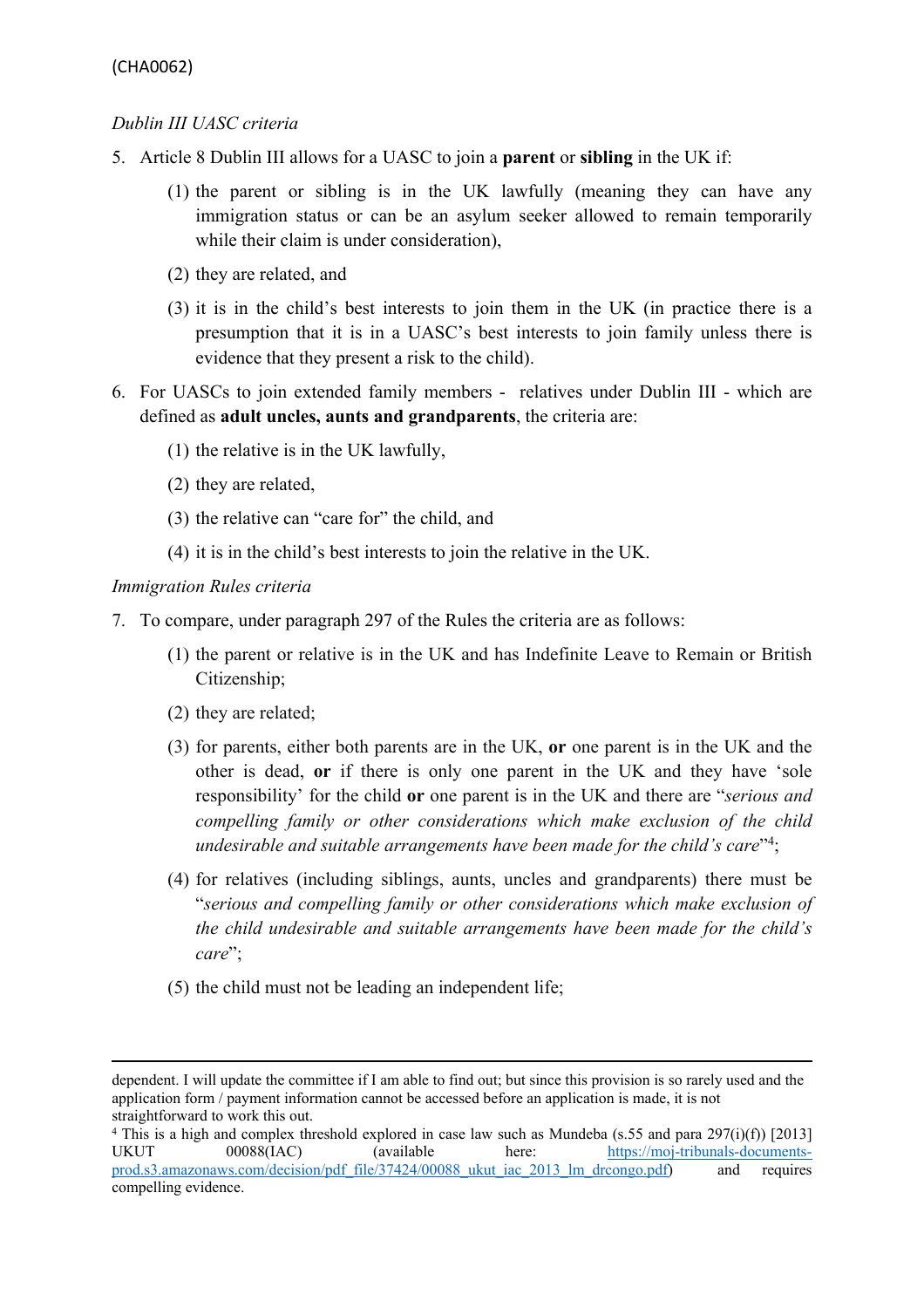(CHA0062)

*Dublin III UASC criteria*

5. Article 8 Dublin III allows for a UASC to join a **parent** or **sibling** in the UK if:

   (1) the parent or sibling is in the UK lawfully (meaning they can have any immigration status or can be an asylum seeker allowed to remain temporarily while their claim is under consideration),

   (2) they are related, and

   (3) it is in the child's best interests to join them in the UK (in practice there is a presumption that it is in a UASC's best interests to join family unless there is evidence that they present a risk to the child).

6. For UASCs to join extended family members - relatives under Dublin III - which are defined as **adult uncles, aunts and grandparents**, the criteria are:

   (1) the relative is in the UK lawfully,

   (2) they are related,

   (3) the relative can "care for" the child, and

   (4) it is in the child's best interests to join the relative in the UK.

*Immigration Rules criteria*

7. To compare, under paragraph 297 of the Rules the criteria are as follows:

   (1) the parent or relative is in the UK and has Indefinite Leave to Remain or British Citizenship;

   (2) they are related;

   (3) for parents, either both parents are in the UK, **or** one parent is in the UK and the other is dead, **or** if there is only one parent in the UK and they have 'sole responsibility' for the child **or** one parent is in the UK and there are "*serious and compelling family or other considerations which make exclusion of the child undesirable and suitable arrangements have been made for the child's care*"[4];

   (4) for relatives (including siblings, aunts, uncles and grandparents) there must be "*serious and compelling family or other considerations which make exclusion of the child undesirable and suitable arrangements have been made for the child's care*";

   (5) the child must not be leading an independent life;

---

dependent. I will update the committee if I am able to find out; but since this provision is so rarely used and the application form / payment information cannot be accessed before an application is made, it is not straightforward to work this out.

[4] This is a high and complex threshold explored in case law such as Mundeba (s.55 and para 297(i)(f)) [2013] UKUT 00088(IAC) (available here: https://moj-tribunals-documents-prod.s3.amazonaws.com/decision/pdf_file/37424/00088_ukut_iac_2013_lm_drcongo.pdf) and requires compelling evidence.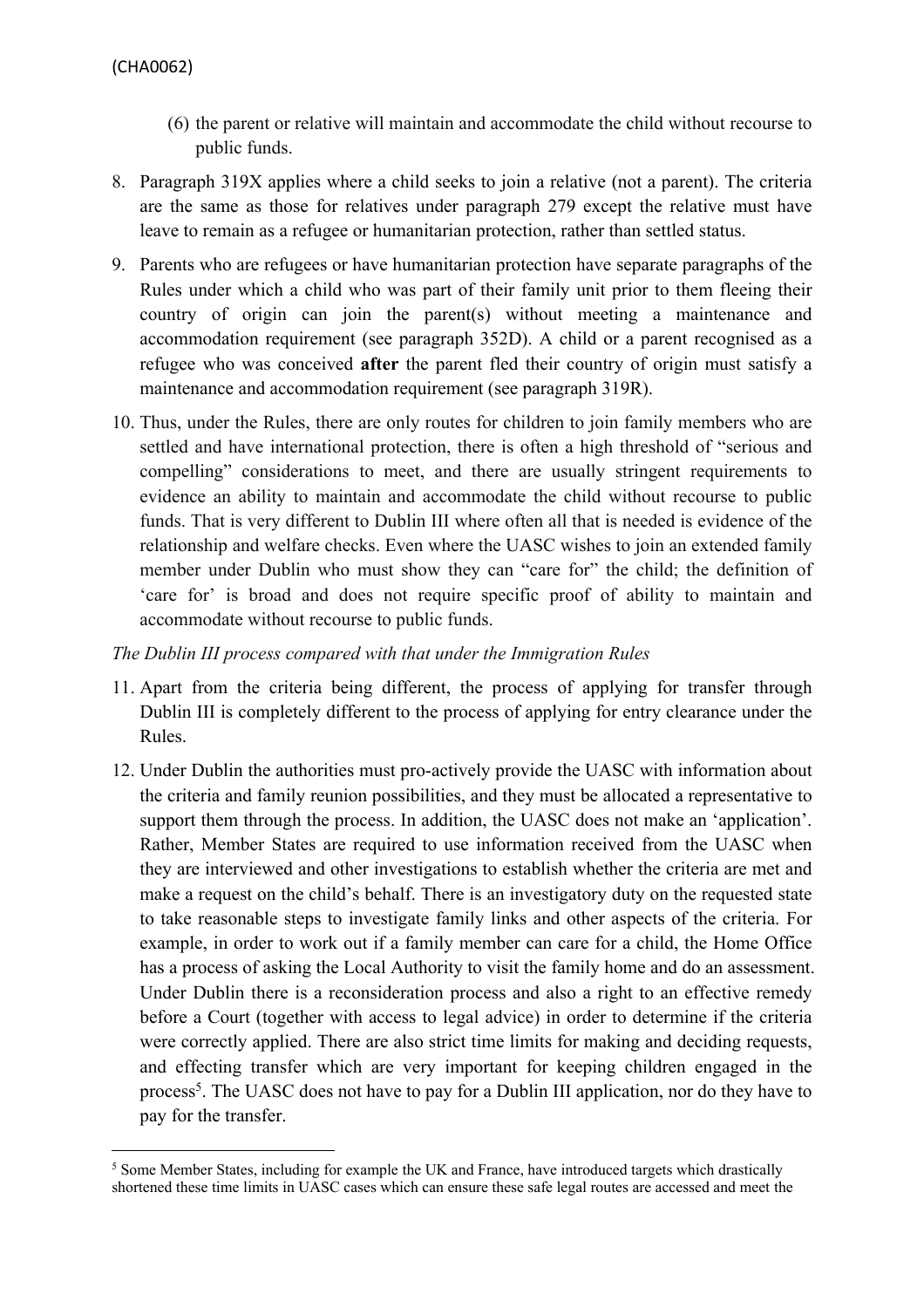(6) the parent or relative will maintain and accommodate the child without recourse to public funds.

8. Paragraph 319X applies where a child seeks to join a relative (not a parent). The criteria are the same as those for relatives under paragraph 279 except the relative must have leave to remain as a refugee or humanitarian protection, rather than settled status.

9. Parents who are refugees or have humanitarian protection have separate paragraphs of the Rules under which a child who was part of their family unit prior to them fleeing their country of origin can join the parent(s) without meeting a maintenance and accommodation requirement (see paragraph 352D). A child or a parent recognised as a refugee who was conceived **after** the parent fled their country of origin must satisfy a maintenance and accommodation requirement (see paragraph 319R).

10. Thus, under the Rules, there are only routes for children to join family members who are settled and have international protection, there is often a high threshold of "serious and compelling" considerations to meet, and there are usually stringent requirements to evidence an ability to maintain and accommodate the child without recourse to public funds. That is very different to Dublin III where often all that is needed is evidence of the relationship and welfare checks. Even where the UASC wishes to join an extended family member under Dublin who must show they can "care for" the child; the definition of 'care for' is broad and does not require specific proof of ability to maintain and accommodate without recourse to public funds.

*The Dublin III process compared with that under the Immigration Rules*

11. Apart from the criteria being different, the process of applying for transfer through Dublin III is completely different to the process of applying for entry clearance under the Rules.

12. Under Dublin the authorities must pro-actively provide the UASC with information about the criteria and family reunion possibilities, and they must be allocated a representative to support them through the process. In addition, the UASC does not make an 'application'. Rather, Member States are required to use information received from the UASC when they are interviewed and other investigations to establish whether the criteria are met and make a request on the child's behalf. There is an investigatory duty on the requested state to take reasonable steps to investigate family links and other aspects of the criteria. For example, in order to work out if a family member can care for a child, the Home Office has a process of asking the Local Authority to visit the family home and do an assessment. Under Dublin there is a reconsideration process and also a right to an effective remedy before a Court (together with access to legal advice) in order to determine if the criteria were correctly applied. There are also strict time limits for making and deciding requests, and effecting transfer which are very important for keeping children engaged in the process[5]. The UASC does not have to pay for a Dublin III application, nor do they have to pay for the transfer.

[5] Some Member States, including for example the UK and France, have introduced targets which drastically shortened these time limits in UASC cases which can ensure these safe legal routes are accessed and meet the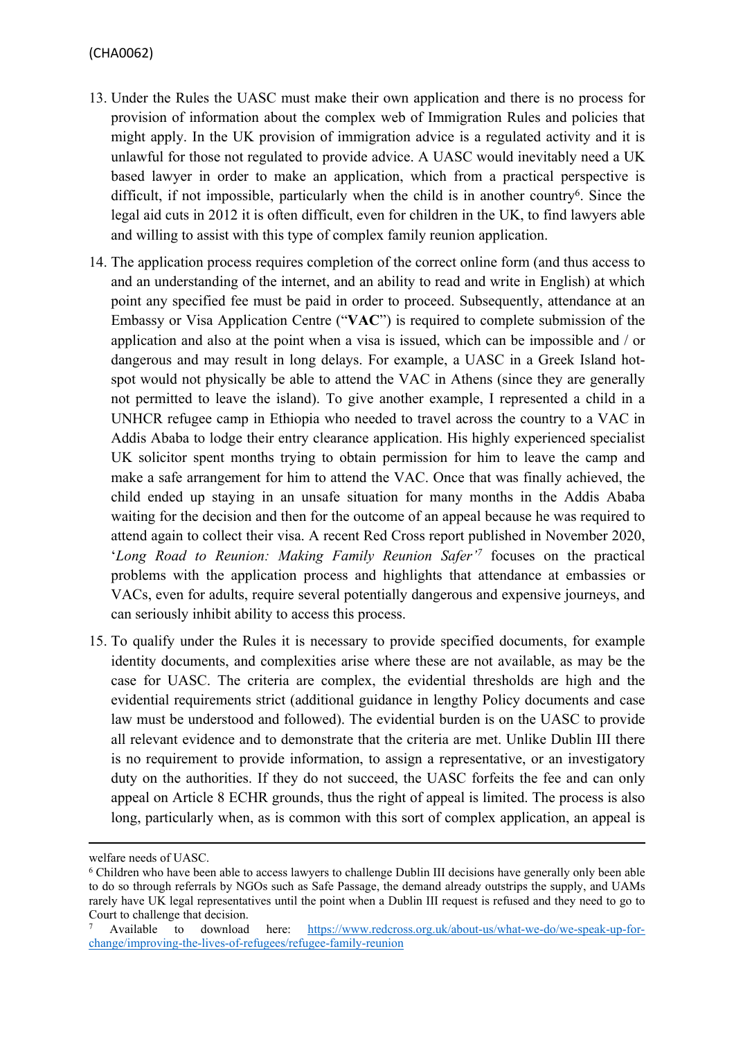13. Under the Rules the UASC must make their own application and there is no process for provision of information about the complex web of Immigration Rules and policies that might apply. In the UK provision of immigration advice is a regulated activity and it is unlawful for those not regulated to provide advice. A UASC would inevitably need a UK based lawyer in order to make an application, which from a practical perspective is difficult, if not impossible, particularly when the child is in another country[6]. Since the legal aid cuts in 2012 it is often difficult, even for children in the UK, to find lawyers able and willing to assist with this type of complex family reunion application.

14. The application process requires completion of the correct online form (and thus access to and an understanding of the internet, and an ability to read and write in English) at which point any specified fee must be paid in order to proceed. Subsequently, attendance at an Embassy or Visa Application Centre ("**VAC**") is required to complete submission of the application and also at the point when a visa is issued, which can be impossible and / or dangerous and may result in long delays. For example, a UASC in a Greek Island hot-spot would not physically be able to attend the VAC in Athens (since they are generally not permitted to leave the island). To give another example, I represented a child in a UNHCR refugee camp in Ethiopia who needed to travel across the country to a VAC in Addis Ababa to lodge their entry clearance application. His highly experienced specialist UK solicitor spent months trying to obtain permission for him to leave the camp and make a safe arrangement for him to attend the VAC. Once that was finally achieved, the child ended up staying in an unsafe situation for many months in the Addis Ababa waiting for the decision and then for the outcome of an appeal because he was required to attend again to collect their visa. A recent Red Cross report published in November 2020, '*Long Road to Reunion: Making Family Reunion Safer'*[7] focuses on the practical problems with the application process and highlights that attendance at embassies or VACs, even for adults, require several potentially dangerous and expensive journeys, and can seriously inhibit ability to access this process.

15. To qualify under the Rules it is necessary to provide specified documents, for example identity documents, and complexities arise where these are not available, as may be the case for UASC. The criteria are complex, the evidential thresholds are high and the evidential requirements strict (additional guidance in lengthy Policy documents and case law must be understood and followed). The evidential burden is on the UASC to provide all relevant evidence and to demonstrate that the criteria are met. Unlike Dublin III there is no requirement to provide information, to assign a representative, or an investigatory duty on the authorities. If they do not succeed, the UASC forfeits the fee and can only appeal on Article 8 ECHR grounds, thus the right of appeal is limited. The process is also long, particularly when, as is common with this sort of complex application, an appeal is

---

welfare needs of UASC.

[6] Children who have been able to access lawyers to challenge Dublin III decisions have generally only been able to do so through referrals by NGOs such as Safe Passage, the demand already outstrips the supply, and UAMs rarely have UK legal representatives until the point when a Dublin III request is refused and they need to go to Court to challenge that decision.

[7] Available to download here: https://www.redcross.org.uk/about-us/what-we-do/we-speak-up-for-change/improving-the-lives-of-refugees/refugee-family-reunion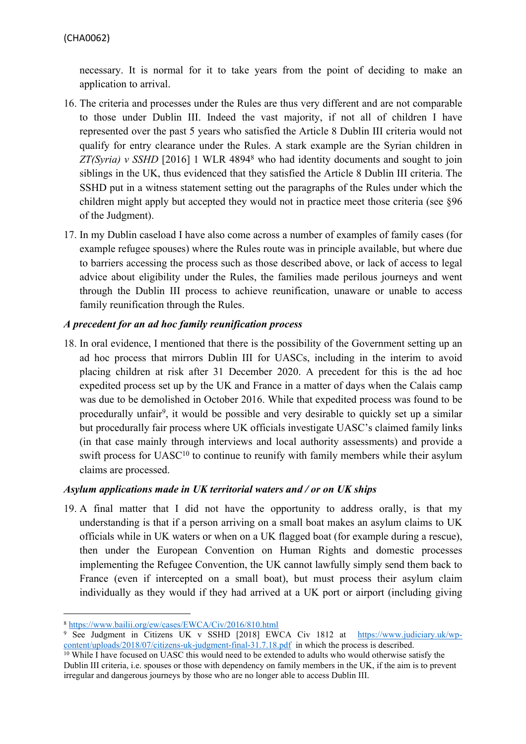necessary. It is normal for it to take years from the point of deciding to make an application to arrival.

16. The criteria and processes under the Rules are thus very different and are not comparable to those under Dublin III. Indeed the vast majority, if not all of children I have represented over the past 5 years who satisfied the Article 8 Dublin III criteria would not qualify for entry clearance under the Rules. A stark example are the Syrian children in *ZT(Syria) v SSHD* [2016] 1 WLR 4894[8] who had identity documents and sought to join siblings in the UK, thus evidenced that they satisfied the Article 8 Dublin III criteria. The SSHD put in a witness statement setting out the paragraphs of the Rules under which the children might apply but accepted they would not in practice meet those criteria (see §96 of the Judgment).

17. In my Dublin caseload I have also come across a number of examples of family cases (for example refugee spouses) where the Rules route was in principle available, but where due to barriers accessing the process such as those described above, or lack of access to legal advice about eligibility under the Rules, the families made perilous journeys and went through the Dublin III process to achieve reunification, unaware or unable to access family reunification through the Rules.

***A precedent for an ad hoc family reunification process***

18. In oral evidence, I mentioned that there is the possibility of the Government setting up an ad hoc process that mirrors Dublin III for UASCs, including in the interim to avoid placing children at risk after 31 December 2020. A precedent for this is the ad hoc expedited process set up by the UK and France in a matter of days when the Calais camp was due to be demolished in October 2016. While that expedited process was found to be procedurally unfair[9], it would be possible and very desirable to quickly set up a similar but procedurally fair process where UK officials investigate UASC's claimed family links (in that case mainly through interviews and local authority assessments) and provide a swift process for UASC[10] to continue to reunify with family members while their asylum claims are processed.

***Asylum applications made in UK territorial waters and / or on UK ships***

19. A final matter that I did not have the opportunity to address orally, is that my understanding is that if a person arriving on a small boat makes an asylum claims to UK officials while in UK waters or when on a UK flagged boat (for example during a rescue), then under the European Convention on Human Rights and domestic processes implementing the Refugee Convention, the UK cannot lawfully simply send them back to France (even if intercepted on a small boat), but must process their asylum claim individually as they would if they had arrived at a UK port or airport (including giving

---

[8] https://www.bailii.org/ew/cases/EWCA/Civ/2016/810.html

[9] See Judgment in Citizens UK v SSHD [2018] EWCA Civ 1812 at https://www.judiciary.uk/wp-content/uploads/2018/07/citizens-uk-judgment-final-31.7.18.pdf in which the process is described.

[10] While I have focused on UASC this would need to be extended to adults who would otherwise satisfy the Dublin III criteria, i.e. spouses or those with dependency on family members in the UK, if the aim is to prevent irregular and dangerous journeys by those who are no longer able to access Dublin III.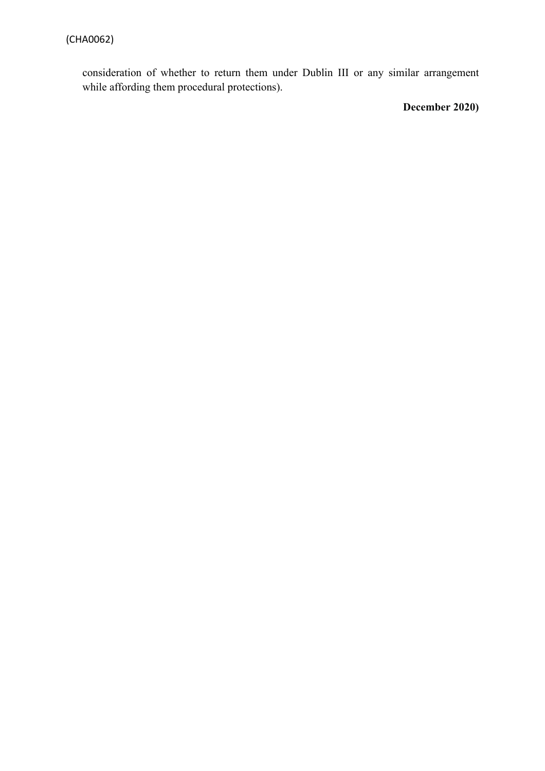consideration of whether to return them under Dublin III or any similar arrangement while affording them procedural protections).

**December 2020)**